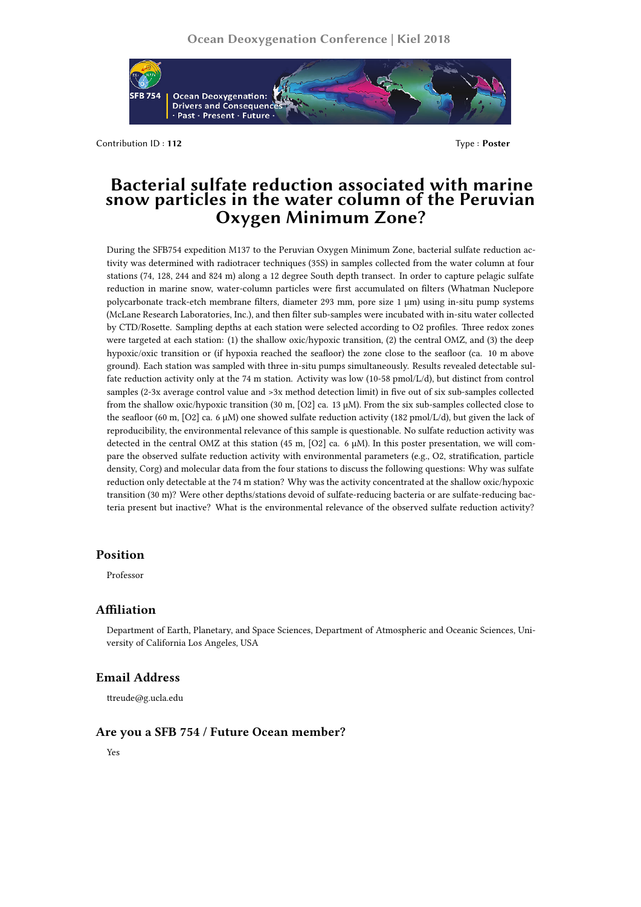Contribution ID : **112**

Type : **Poster**

# Bacterial sulfate reduction associated with marine snow particles in the water column of the Peruvian Oxygen Minimum Zone?

During the SFB754 expedition M137 to the Peruvian Oxygen Minimum Zone, bacterial sulfate reduction activity was determined with radiotracer techniques (35S) in samples collected from the water column at four stations (74, 128, 244 and 824 m) along a 12 degree South depth transect. In order to capture pelagic sulfate reduction in marine snow, water-column particles were first accumulated on filters (Whatman Nuclepore polycarbonate track-etch membrane filters, diameter 293 mm, pore size 1 µm) using in-situ pump systems (McLane Research Laboratories, Inc.), and then filter sub-samples were incubated with in-situ water collected by CTD/Rosette. Sampling depths at each station were selected according to O2 profiles. Three redox zones were targeted at each station: (1) the shallow oxic/hypoxic transition, (2) the central OMZ, and (3) the deep hypoxic/oxic transition or (if hypoxia reached the seafloor) the zone close to the seafloor (ca. 10 m above ground). Each station was sampled with three in-situ pumps simultaneously. Results revealed detectable sulfate reduction activity only at the 74 m station. Activity was low (10-58 pmol/L/d), but distinct from control samples (2-3x average control value and >3x method detection limit) in five out of six sub-samples collected from the shallow oxic/hypoxic transition (30 m, [O2] ca. 13 µM). From the six sub-samples collected close to the seafloor (60 m, [O2] ca. 6 µM) one showed sulfate reduction activity (182 pmol/L/d), but given the lack of reproducibility, the environmental relevance of this sample is questionable. No sulfate reduction activity was detected in the central OMZ at this station (45 m, [O2] ca. 6 µM). In this poster presentation, we will compare the observed sulfate reduction activity with environmental parameters (e.g., O2, stratification, particle density, Corg) and molecular data from the four stations to discuss the following questions: Why was sulfate reduction only detectable at the 74 m station? Why was the activity concentrated at the shallow oxic/hypoxic transition (30 m)? Were other depths/stations devoid of sulfate-reducing bacteria or are sulfate-reducing bacteria present but inactive? What is the environmental relevance of the observed sulfate reduction activity?

## Position

Professor

## Affiliation

Department of Earth, Planetary, and Space Sciences, Department of Atmospheric and Oceanic Sciences, University of California Los Angeles, USA

## Email Address

ttreude@g.ucla.edu

## Are you a SFB 754 / Future Ocean member?

Yes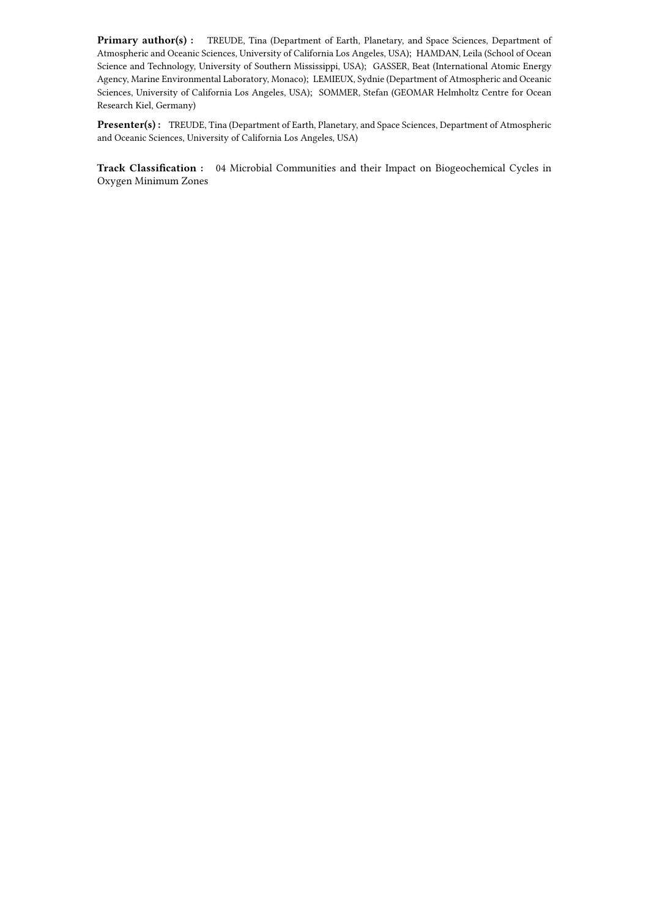**Primary author(s) :** TREUDE, Tina (Department of Earth, Planetary, and Space Sciences, Department of Atmospheric and Oceanic Sciences, University of California Los Angeles, USA); HAMDAN, Leila (School of Ocean Science and Technology, University of Southern Mississippi, USA); GASSER, Beat (International Atomic Energy Agency, Marine Environmental Laboratory, Monaco); LEMIEUX, Sydnie (Department of Atmospheric and Oceanic Sciences, University of California Los Angeles, USA); SOMMER, Stefan (GEOMAR Helmholtz Centre for Ocean Research Kiel, Germany)

**Presenter(s) :** TREUDE, Tina (Department of Earth, Planetary, and Space Sciences, Department of Atmospheric and Oceanic Sciences, University of California Los Angeles, USA)

**Track Classification :** 04 Microbial Communities and their Impact on Biogeochemical Cycles in Oxygen Minimum Zones